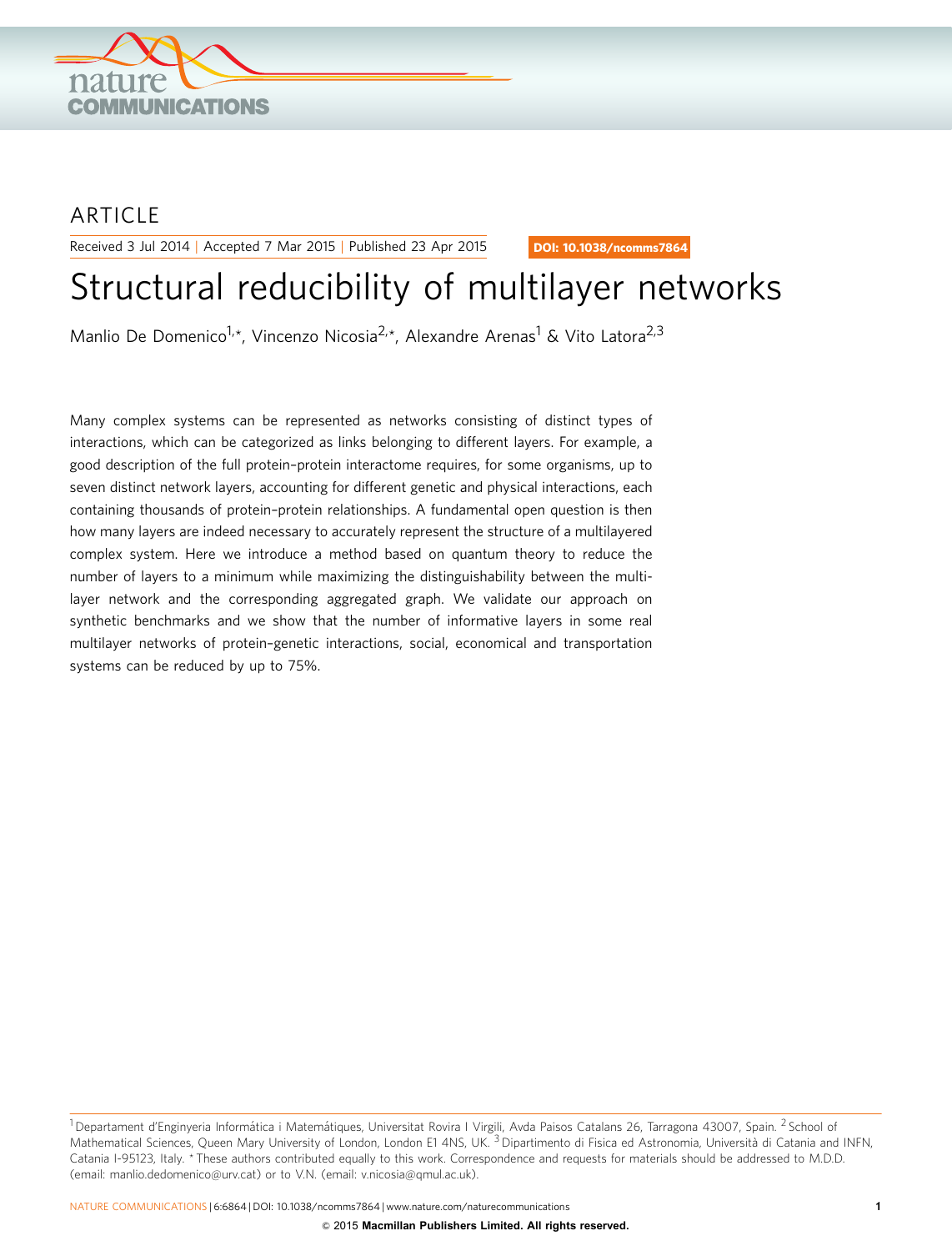ARTICLE

Received 3 Jul 2014 | Accepted 7 Mar 2015 | Published 23 Apr 2015

DOI: 10.1038/ncomms7864

# Structural reducibility of multilayer networks

Manlio De Domenico[1,*], Vincenzo Nicosia[2,*], Alexandre Arenas[1] & Vito Latora[2,3]

Many complex systems can be represented as networks consisting of distinct types of interactions, which can be categorized as links belonging to different layers. For example, a good description of the full protein–protein interactome requires, for some organisms, up to seven distinct network layers, accounting for different genetic and physical interactions, each containing thousands of protein–protein relationships. A fundamental open question is then how many layers are indeed necessary to accurately represent the structure of a multilayered complex system. Here we introduce a method based on quantum theory to reduce the number of layers to a minimum while maximizing the distinguishability between the multilayer network and the corresponding aggregated graph. We validate our approach on synthetic benchmarks and we show that the number of informative layers in some real multilayer networks of protein–genetic interactions, social, economical and transportation systems can be reduced by up to 75%.

[1] Departament d'Enginyeria Informática i Matemátiques, Universitat Rovira I Virgili, Avda Paisos Catalans 26, Tarragona 43007, Spain. [2] School of Mathematical Sciences, Queen Mary University of London, London E1 4NS, UK. [3] Dipartimento di Fisica ed Astronomia, Università di Catania and INFN, Catania I-95123, Italy. * These authors contributed equally to this work. Correspondence and requests for materials should be addressed to M.D.D. (email: manlio.dedomenico@urv.cat) or to V.N. (email: v.nicosia@qmul.ac.uk).

© 2015 Macmillan Publishers Limited. All rights reserved.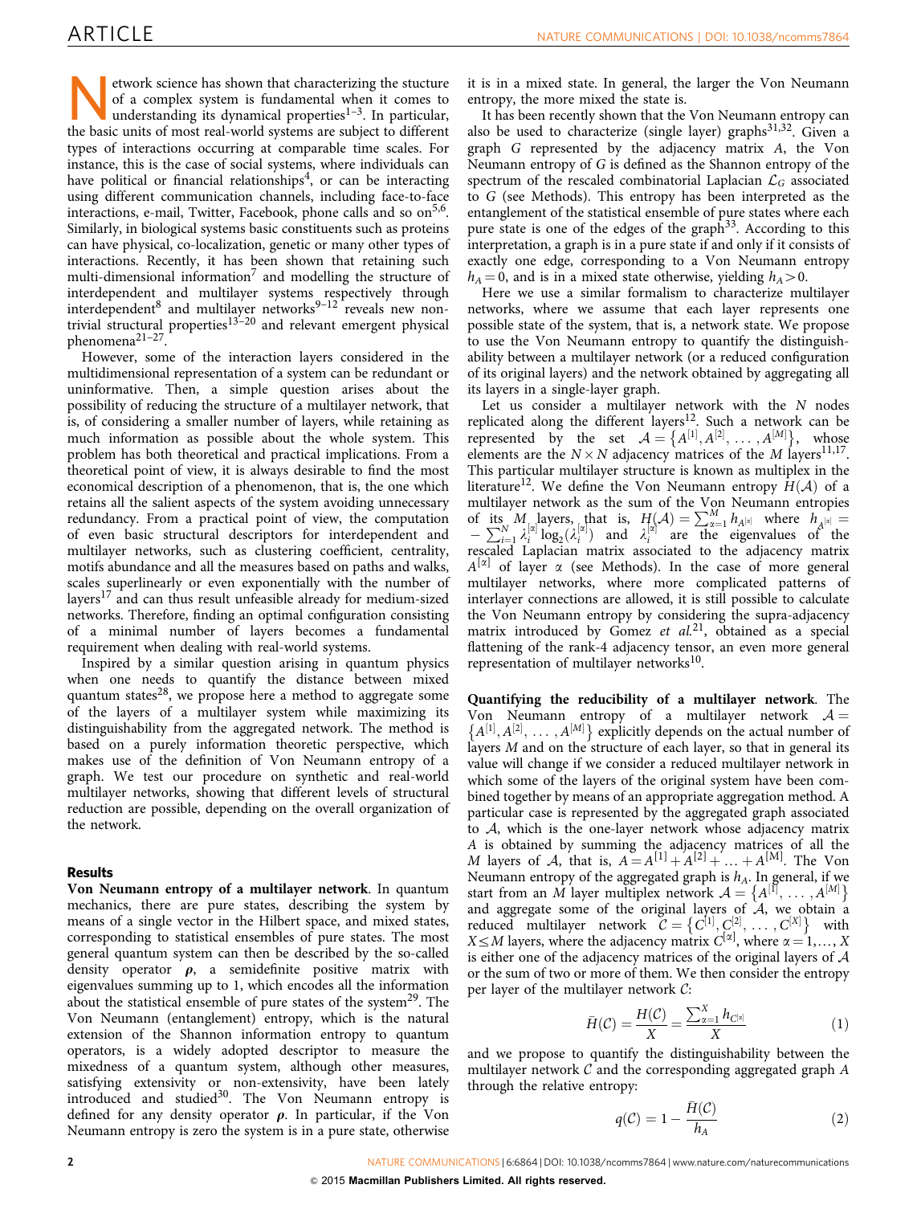Network science has shown that characterizing the stucture of a complex system is fundamental when it comes to understanding its dynamical properties[1–3]. In particular, the basic units of most real-world systems are subject to different types of interactions occurring at comparable time scales. For instance, this is the case of social systems, where individuals can have political or financial relationships[4], or can be interacting using different communication channels, including face-to-face interactions, e-mail, Twitter, Facebook, phone calls and so on[5,6]. Similarly, in biological systems basic constituents such as proteins can have physical, co-localization, genetic or many other types of interactions. Recently, it has been shown that retaining such multi-dimensional information[7] and modelling the structure of interdependent and multilayer systems respectively through interdependent[8] and multilayer networks[9–12] reveals new non-trivial structural properties[13–20] and relevant emergent physical phenomena[21–27].

However, some of the interaction layers considered in the multidimensional representation of a system can be redundant or uninformative. Then, a simple question arises about the possibility of reducing the structure of a multilayer network, that is, of considering a smaller number of layers, while retaining as much information as possible about the whole system. This problem has both theoretical and practical implications. From a theoretical point of view, it is always desirable to find the most economical description of a phenomenon, that is, the one which retains all the salient aspects of the system avoiding unnecessary redundancy. From a practical point of view, the computation of even basic structural descriptors for interdependent and multilayer networks, such as clustering coefficient, centrality, motifs abundance and all the measures based on paths and walks, scales superlinearly or even exponentially with the number of layers[17] and can thus result unfeasible already for medium-sized networks. Therefore, finding an optimal configuration consisting of a minimal number of layers becomes a fundamental requirement when dealing with real-world systems.

Inspired by a similar question arising in quantum physics when one needs to quantify the distance between mixed quantum states[28], we propose here a method to aggregate some of the layers of a multilayer system while maximizing its distinguishability from the aggregated network. The method is based on a purely information theoretic perspective, which makes use of the definition of Von Neumann entropy of a graph. We test our procedure on synthetic and real-world multilayer networks, showing that different levels of structural reduction are possible, depending on the overall organization of the network.

## Results

**Von Neumann entropy of a multilayer network**. In quantum mechanics, there are pure states, describing the system by means of a single vector in the Hilbert space, and mixed states, corresponding to statistical ensembles of pure states. The most general quantum system can then be described by the so-called density operator $\rho$, a semidefinite positive matrix with eigenvalues summing up to 1, which encodes all the information about the statistical ensemble of pure states of the system[29]. The Von Neumann (entanglement) entropy, which is the natural extension of the Shannon information entropy to quantum operators, is a widely adopted descriptor to measure the mixedness of a quantum system, although other measures, satisfying extensivity or non-extensivity, have been lately introduced and studied[30]. The Von Neumann entropy is defined for any density operator $\rho$. In particular, if the Von Neumann entropy is zero the system is in a pure state, otherwise it is in a mixed state. In general, the larger the Von Neumann entropy, the more mixed the state is.

It has been recently shown that the Von Neumann entropy can also be used to characterize (single layer) graphs[31,32]. Given a graph $G$ represented by the adjacency matrix $A$, the Von Neumann entropy of $G$ is defined as the Shannon entropy of the spectrum of the rescaled combinatorial Laplacian $\mathcal{L}_G$ associated to $G$ (see Methods). This entropy has been interpreted as the entanglement of the statistical ensemble of pure states where each pure state is one of the edges of the graph[33]. According to this interpretation, a graph is in a pure state if and only if it consists of exactly one edge, corresponding to a Von Neumann entropy $h_A = 0$, and is in a mixed state otherwise, yielding $h_A > 0$.

Here we use a similar formalism to characterize multilayer networks, where we assume that each layer represents one possible state of the system, that is, a network state. We propose to use the Von Neumann entropy to quantify the distinguishability between a multilayer network (or a reduced configuration of its original layers) and the network obtained by aggregating all its layers in a single-layer graph.

Let us consider a multilayer network with the $N$ nodes replicated along the different layers[12]. Such a network can be represented by the set $\mathcal{A} = \{A^{[1]}, A^{[2]}, \ldots, A^{[M]}\}$, whose elements are the $N \times N$ adjacency matrices of the $M$ layers[11,17]. This particular multilayer structure is known as multiplex in the literature[12]. We define the Von Neumann entropy $H(\mathcal{A})$ of a multilayer network as the sum of the Von Neumann entropies of its $M$ layers, that is, $H(\mathcal{A}) = \sum_{\alpha=1}^{M} h_{A^{[\alpha]}}$ where $h_{A^{[\alpha]}} = -\sum_{i=1}^{N} \lambda_i^{[\alpha]} \log_2(\lambda_i^{[\alpha]})$ and $\lambda_i^{[\alpha]}$ are the eigenvalues of the rescaled Laplacian matrix associated to the adjacency matrix $A^{[\alpha]}$ of layer $\alpha$ (see Methods). In the case of more general multilayer networks, where more complicated patterns of interlayer connections are allowed, it is still possible to calculate the Von Neumann entropy by considering the supra-adjacency matrix introduced by Gomez *et al.*[21], obtained as a special flattening of the rank-4 adjacency tensor, an even more general representation of multilayer networks[10].

**Quantifying the reducibility of a multilayer network**. The Von Neumann entropy of a multilayer network $\mathcal{A} = \{A^{[1]}, A^{[2]}, \ldots, A^{[M]}\}$ explicitly depends on the actual number of layers $M$ and on the structure of each layer, so that in general its value will change if we consider a reduced multilayer network in which some of the layers of the original system have been combined together by means of an appropriate aggregation method. A particular case is represented by the aggregated graph associated to $\mathcal{A}$, which is the one-layer network whose adjacency matrix $A$ is obtained by summing the adjacency matrices of all the $M$ layers of $\mathcal{A}$, that is, $A = A^{[1]} + A^{[2]} + \ldots + A^{[M]}$. The Von Neumann entropy of the aggregated graph is $h_A$. In general, if we start from an $M$ layer multiplex network $\mathcal{A} = \{A^{[1]}, \ldots, A^{[M]}\}$ and aggregate some of the original layers of $\mathcal{A}$, we obtain a reduced multilayer network $\mathcal{C} = \{C^{[1]}, C^{[2]}, \ldots, C^{[X]}\}$ with $X \leq M$ layers, where the adjacency matrix $C^{[\alpha]}$, where $\alpha = 1, \ldots, X$ is either one of the adjacency matrices of the original layers of $\mathcal{A}$ or the sum of two or more of them. We then consider the entropy per layer of the multilayer network $\mathcal{C}$:

$$\bar{H}(\mathcal{C}) = \frac{H(\mathcal{C})}{X} = \frac{\sum_{\alpha=1}^{X} h_{C^{[\alpha]}}}{X} \tag{1}$$

and we propose to quantify the distinguishability between the multilayer network $\mathcal{C}$ and the corresponding aggregated graph $A$ through the relative entropy:

$$q(\mathcal{C}) = 1 - \frac{\bar{H}(\mathcal{C})}{h_A} \tag{2}$$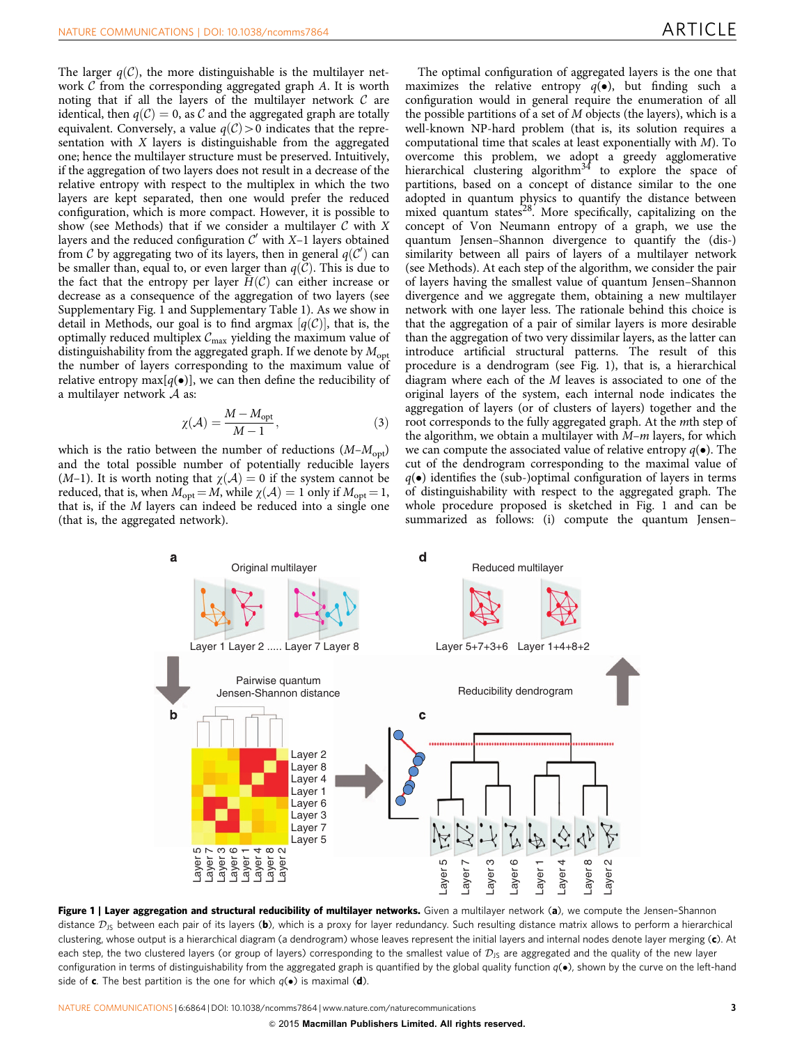The larger $q(\mathcal{C})$, the more distinguishable is the multilayer network $\mathcal{C}$ from the corresponding aggregated graph $A$. It is worth noting that if all the layers of the multilayer network $\mathcal{C}$ are identical, then $q(\mathcal{C}) = 0$, as $\mathcal{C}$ and the aggregated graph are totally equivalent. Conversely, a value $q(\mathcal{C}) > 0$ indicates that the representation with $X$ layers is distinguishable from the aggregated one; hence the multilayer structure must be preserved. Intuitively, if the aggregation of two layers does not result in a decrease of the relative entropy with respect to the multiplex in which the two layers are kept separated, then one would prefer the reduced configuration, which is more compact. However, it is possible to show (see Methods) that if we consider a multilayer $\mathcal{C}$ with $X$ layers and the reduced configuration $\mathcal{C}'$ with $X$–1 layers obtained from $\mathcal{C}$ by aggregating two of its layers, then in general $q(\mathcal{C}')$ can be smaller than, equal to, or even larger than $q(\mathcal{C})$. This is due to the fact that the entropy per layer $\bar{H}(\mathcal{C})$ can either increase or decrease as a consequence of the aggregation of two layers (see Supplementary Fig. 1 and Supplementary Table 1). As we show in detail in Methods, our goal is to find argmax $[q(\mathcal{C})]$, that is, the optimally reduced multiplex $\mathcal{C}_{\max}$ yielding the maximum value of distinguishability from the aggregated graph. If we denote by $M_{\mathrm{opt}}$ the number of layers corresponding to the maximum value of relative entropy $\max[q(\bullet)]$, we can then define the reducibility of a multilayer network $\mathcal{A}$ as:

$$\chi(\mathcal{A}) = \frac{M - M_{\mathrm{opt}}}{M - 1}, \tag{3}$$

which is the ratio between the number of reductions ($M$–$M_{\mathrm{opt}}$) and the total possible number of potentially reducible layers ($M$–1). It is worth noting that $\chi(\mathcal{A}) = 0$ if the system cannot be reduced, that is, when $M_{\mathrm{opt}} = M$, while $\chi(\mathcal{A}) = 1$ only if $M_{\mathrm{opt}} = 1$, that is, if the $M$ layers can indeed be reduced into a single one (that is, the aggregated network).

The optimal configuration of aggregated layers is the one that maximizes the relative entropy $q(\bullet)$, but finding such a configuration would in general require the enumeration of all the possible partitions of a set of $M$ objects (the layers), which is a well-known NP-hard problem (that is, its solution requires a computational time that scales at least exponentially with $M$). To overcome this problem, we adopt a greedy agglomerative hierarchical clustering algorithm[34] to explore the space of partitions, based on a concept of distance similar to the one adopted in quantum physics to quantify the distance between mixed quantum states[28]. More specifically, capitalizing on the concept of Von Neumann entropy of a graph, we use the quantum Jensen–Shannon divergence to quantify the (dis-)similarity between all pairs of layers of a multilayer network (see Methods). At each step of the algorithm, we consider the pair of layers having the smallest value of quantum Jensen–Shannon divergence and we aggregate them, obtaining a new multilayer network with one layer less. The rationale behind this choice is that the aggregation of a pair of similar layers is more desirable than the aggregation of two very dissimilar layers, as the latter can introduce artificial structural patterns. The result of this procedure is a dendrogram (see Fig. 1), that is, a hierarchical diagram where each of the $M$ leaves is associated to one of the original layers of the system, each internal node indicates the aggregation of layers (or of clusters of layers) together and the root corresponds to the fully aggregated graph. At the $m$th step of the algorithm, we obtain a multilayer with $M$–$m$ layers, for which we can compute the associated value of relative entropy $q(\bullet)$. The cut of the dendrogram corresponding to the maximal value of $q(\bullet)$ identifies the (sub-)optimal configuration of layers in terms of distinguishability with respect to the aggregated graph. The whole procedure proposed is sketched in Fig. 1 and can be summarized as follows: (i) compute the quantum Jensen–

**Figure 1 | Layer aggregation and structural reducibility of multilayer networks.** Given a multilayer network (**a**), we compute the Jensen–Shannon distance $\mathcal{D}_{\mathrm{JS}}$ between each pair of its layers (**b**), which is a proxy for layer redundancy. Such resulting distance matrix allows to perform a hierarchical clustering, whose output is a hierarchical diagram (a dendrogram) whose leaves represent the initial layers and internal nodes denote layer merging (**c**). At each step, the two clustered layers (or group of layers) corresponding to the smallest value of $\mathcal{D}_{\mathrm{JS}}$ are aggregated and the quality of the new layer configuration in terms of distinguishability from the aggregated graph is quantified by the global quality function $q(\bullet)$, shown by the curve on the left-hand side of **c**. The best partition is the one for which $q(\bullet)$ is maximal (**d**).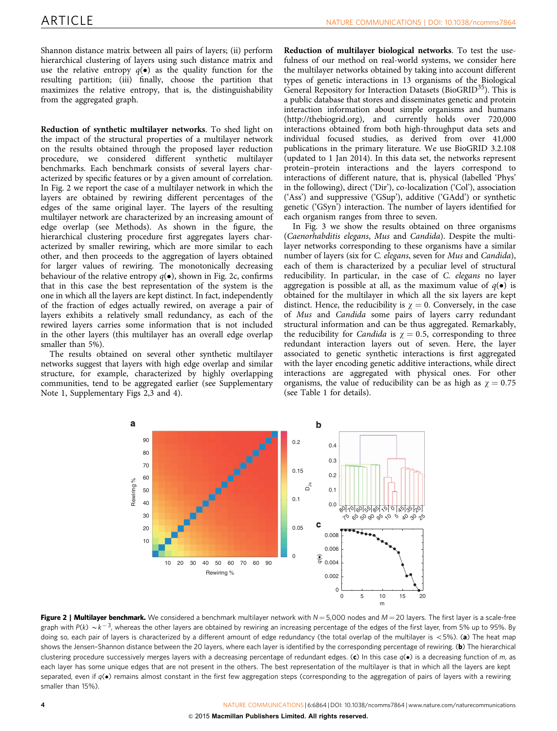Shannon distance matrix between all pairs of layers; (ii) perform hierarchical clustering of layers using such distance matrix and use the relative entropy $q(\bullet)$ as the quality function for the resulting partition; (iii) finally, choose the partition that maximizes the relative entropy, that is, the distinguishability from the aggregated graph.

**Reduction of synthetic multilayer networks**. To shed light on the impact of the structural properties of a multilayer network on the results obtained through the proposed layer reduction procedure, we considered different synthetic multilayer benchmarks. Each benchmark consists of several layers characterized by specific features or by a given amount of correlation. In Fig. 2 we report the case of a multilayer network in which the layers are obtained by rewiring different percentages of the edges of the same original layer. The layers of the resulting multilayer network are characterized by an increasing amount of edge overlap (see Methods). As shown in the figure, the hierarchical clustering procedure first aggregates layers characterized by smaller rewiring, which are more similar to each other, and then proceeds to the aggregation of layers obtained for larger values of rewiring. The monotonically decreasing behaviour of the relative entropy $q(\bullet)$, shown in Fig. 2c, confirms that in this case the best representation of the system is the one in which all the layers are kept distinct. In fact, independently of the fraction of edges actually rewired, on average a pair of layers exhibits a relatively small redundancy, as each of the rewired layers carries some information that is not included in the other layers (this multilayer has an overall edge overlap smaller than 5%).

The results obtained on several other synthetic multilayer networks suggest that layers with high edge overlap and similar structure, for example, characterized by highly overlapping communities, tend to be aggregated earlier (see Supplementary Note 1, Supplementary Figs 2,3 and 4).

**Reduction of multilayer biological networks**. To test the usefulness of our method on real-world systems, we consider here the multilayer networks obtained by taking into account different types of genetic interactions in 13 organisms of the Biological General Repository for Interaction Datasets (BioGRID[35]). This is a public database that stores and disseminates genetic and protein interaction information about simple organisms and humans (http://thebiogrid.org), and currently holds over 720,000 interactions obtained from both high-throughput data sets and individual focused studies, as derived from over 41,000 publications in the primary literature. We use BioGRID 3.2.108 (updated to 1 Jan 2014). In this data set, the networks represent protein–protein interactions and the layers correspond to interactions of different nature, that is, physical (labelled 'Phys' in the following), direct ('Dir'), co-localization ('Col'), association ('Ass') and suppressive ('GSup'), additive ('GAdd') or synthetic genetic ('GSyn') interaction. The number of layers identified for each organism ranges from three to seven.

In Fig. 3 we show the results obtained on three organisms (*Caenorhabditis elegans*, *Mus* and *Candida*). Despite the multilayer networks corresponding to these organisms have a similar number of layers (six for *C. elegans*, seven for *Mus* and *Candida*), each of them is characterized by a peculiar level of structural reducibility. In particular, in the case of *C. elegans* no layer aggregation is possible at all, as the maximum value of $q(\bullet)$ is obtained for the multilayer in which all the six layers are kept distinct. Hence, the reducibility is $\chi = 0$. Conversely, in the case of *Mus* and *Candida* some pairs of layers carry redundant structural information and can be thus aggregated. Remarkably, the reducibility for *Candida* is $\chi = 0.5$, corresponding to three redundant interaction layers out of seven. Here, the layer associated to genetic synthetic interactions is first aggregated with the layer encoding genetic additive interactions, while direct interactions are aggregated with physical ones. For other organisms, the value of reducibility can be as high as $\chi = 0.75$ (see Table 1 for details).

**Figure 2 | Multilayer benchmark.** We considered a benchmark multilayer network with $N = 5{,}000$ nodes and $M = 20$ layers. The first layer is a scale-free graph with $P(k) \sim k^{-3}$, whereas the other layers are obtained by rewiring an increasing percentage of the edges of the first layer, from 5% up to 95%. By doing so, each pair of layers is characterized by a different amount of edge redundancy (the total overlap of the multilayer is <5%). (**a**) The heat map shows the Jensen–Shannon distance between the 20 layers, where each layer is identified by the corresponding percentage of rewiring. (**b**) The hierarchical clustering procedure successively merges layers with a decreasing percentage of redundant edges. (**c**) In this case $q(\bullet)$ is a decreasing function of $m$, as each layer has some unique edges that are not present in the others. The best representation of the multilayer is that in which all the layers are kept separated, even if $q(\bullet)$ remains almost constant in the first few aggregation steps (corresponding to the aggregation of pairs of layers with a rewiring smaller than 15%).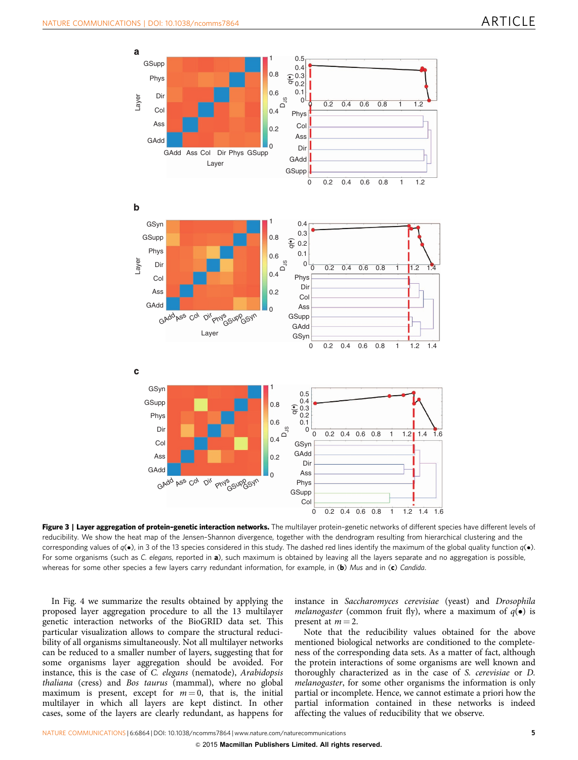**Figure 3 | Layer aggregation of protein–genetic interaction networks.** The multilayer protein–genetic networks of different species have different levels of reducibility. We show the heat map of the Jensen–Shannon divergence, together with the dendrogram resulting from hierarchical clustering and the corresponding values of $q(\bullet)$, in 3 of the 13 species considered in this study. The dashed red lines identify the maximum of the global quality function $q(\bullet)$. For some organisms (such as *C. elegans*, reported in **a**), such maximum is obtained by leaving all the layers separate and no aggregation is possible, whereas for some other species a few layers carry redundant information, for example, in (**b**) *Mus* and in (**c**) *Candida*.

In Fig. 4 we summarize the results obtained by applying the proposed layer aggregation procedure to all the 13 multilayer genetic interaction networks of the BioGRID data set. This particular visualization allows to compare the structural reducibility of all organisms simultaneously. Not all multilayer networks can be reduced to a smaller number of layers, suggesting that for some organisms layer aggregation should be avoided. For instance, this is the case of *C. elegans* (nematode), *Arabidopsis thaliana* (cress) and *Bos taurus* (mammal), where no global maximum is present, except for $m=0$, that is, the initial multilayer in which all layers are kept distinct. In other cases, some of the layers are clearly redundant, as happens for instance in *Saccharomyces cerevisiae* (yeast) and *Drosophila melanogaster* (common fruit fly), where a maximum of $q(\bullet)$ is present at $m=2$.

Note that the reducibility values obtained for the above mentioned biological networks are conditioned to the completeness of the corresponding data sets. As a matter of fact, although the protein interactions of some organisms are well known and thoroughly characterized as in the case of *S. cerevisiae* or *D. melanogaster*, for some other organisms the information is only partial or incomplete. Hence, we cannot estimate a priori how the partial information contained in these networks is indeed affecting the values of reducibility that we observe.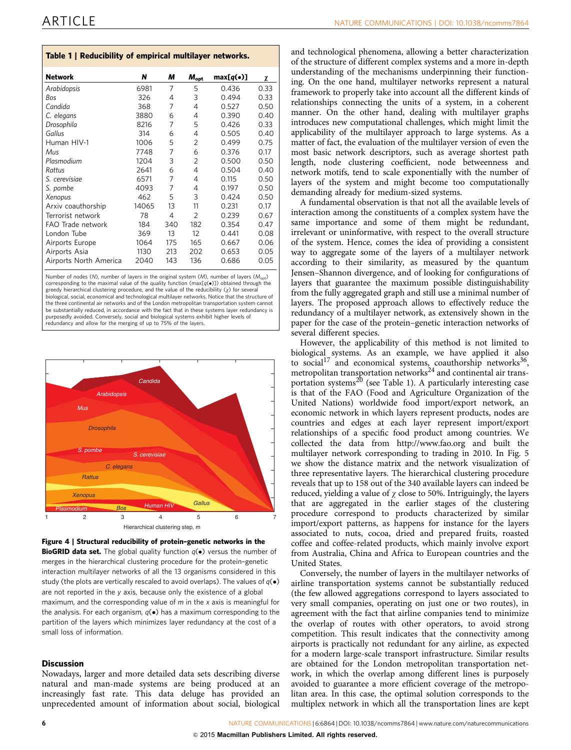**Table 1 | Reducibility of empirical multilayer networks.**

| Network | $N$ | $M$ | $M_{opt}$ | $\max[q(\bullet)]$ | $\chi$ |
|---|---|---|---|---|---|
| *Arabidopsis* | 6981 | 7 | 5 | 0.436 | 0.33 |
| *Bos* | 326 | 4 | 3 | 0.494 | 0.33 |
| *Candida* | 368 | 7 | 4 | 0.527 | 0.50 |
| *C. elegans* | 3880 | 6 | 4 | 0.390 | 0.40 |
| *Drosophila* | 8216 | 7 | 5 | 0.426 | 0.33 |
| *Gallus* | 314 | 6 | 4 | 0.505 | 0.40 |
| Human HIV-1 | 1006 | 5 | 2 | 0.499 | 0.75 |
| *Mus* | 7748 | 7 | 6 | 0.376 | 0.17 |
| *Plasmodium* | 1204 | 3 | 2 | 0.500 | 0.50 |
| *Rattus* | 2641 | 6 | 4 | 0.504 | 0.40 |
| *S. cerevisiae* | 6571 | 7 | 4 | 0.115 | 0.50 |
| *S. pombe* | 4093 | 7 | 4 | 0.197 | 0.50 |
| *Xenopus* | 462 | 5 | 3 | 0.424 | 0.50 |
| Arxiv coauthorship | 14065 | 13 | 11 | 0.231 | 0.17 |
| Terrorist network | 78 | 4 | 2 | 0.239 | 0.67 |
| FAO Trade network | 184 | 340 | 182 | 0.354 | 0.47 |
| London Tube | 369 | 13 | 12 | 0.441 | 0.08 |
| Airports Europe | 1064 | 175 | 165 | 0.667 | 0.06 |
| Airports Asia | 1130 | 213 | 202 | 0.653 | 0.05 |
| Airports North America | 2040 | 143 | 136 | 0.686 | 0.05 |

Number of nodes ($N$), number of layers in the original system ($M$), number of layers ($M_{opt}$) corresponding to the maximal value of the quality function ($\max[q(\bullet)]$) obtained through the greedy hierarchical clustering procedure, and the value of the reducibility ($\chi$) for several biological, social, economical and technological multilayer networks. Notice that the structure of the three continental air networks and of the London metropolitan transportation system cannot be substantially reduced, in accordance with the fact that in these systems layer redundancy is purposedly avoided. Conversely, social and biological systems exhibit higher levels of redundancy and allow for the merging of up to 75% of the layers.

**Figure 4 | Structural reducibility of protein–genetic networks in the BioGRID data set.** The global quality function $q(\bullet)$ versus the number of merges in the hierarchical clustering procedure for the protein–genetic interaction multilayer networks of all the 13 organisms considered in this study (the plots are vertically rescaled to avoid overlaps). The values of $q(\bullet)$ are not reported in the $y$ axis, because only the existence of a global maximum, and the corresponding value of $m$ in the $x$ axis is meaningful for the analysis. For each organism, $q(\bullet)$ has a maximum corresponding to the partition of the layers which minimizes layer redundancy at the cost of a small loss of information.

## Discussion

Nowadays, larger and more detailed data sets describing diverse natural and man-made systems are being produced at an increasingly fast rate. This data deluge has provided an unprecedented amount of information about social, biological and technological phenomena, allowing a better characterization of the structure of different complex systems and a more in-depth understanding of the mechanisms underpinning their functioning. On the one hand, multilayer networks represent a natural framework to properly take into account all the different kinds of relationships connecting the units of a system, in a coherent manner. On the other hand, dealing with multilayer graphs introduces new computational challenges, which might limit the applicability of the multilayer approach to large systems. As a matter of fact, the evaluation of the multilayer version of even the most basic network descriptors, such as average shortest path length, node clustering coefficient, node betweenness and network motifs, tend to scale exponentially with the number of layers of the system and might become too computationally demanding already for medium-sized systems.

A fundamental observation is that not all the available levels of interaction among the constituents of a complex system have the same importance and some of them might be redundant, irrelevant or uninformative, with respect to the overall structure of the system. Hence, comes the idea of providing a consistent way to aggregate some of the layers of a multilayer network according to their similarity, as measured by the quantum Jensen–Shannon divergence, and of looking for configurations of layers that guarantee the maximum possible distinguishability from the fully aggregated graph and still use a minimal number of layers. The proposed approach allows to effectively reduce the redundancy of a multilayer network, as extensively shown in the paper for the case of the protein–genetic interaction networks of several different species.

However, the applicability of this method is not limited to biological systems. As an example, we have applied it also to social[17] and economical systems, coauthorship networks[36], metropolitan transportation networks[24] and continental air transportation systems[20] (see Table 1). A particularly interesting case is that of the FAO (Food and Agriculture Organization of the United Nations) worldwide food import/export network, an economic network in which layers represent products, nodes are countries and edges at each layer represent import/export relationships of a specific food product among countries. We collected the data from http://www.fao.org and built the multilayer network corresponding to trading in 2010. In Fig. 5 we show the distance matrix and the network visualization of three representative layers. The hierarchical clustering procedure reveals that up to 158 out of the 340 available layers can indeed be reduced, yielding a value of $\chi$ close to 50%. Intriguingly, the layers that are aggregated in the earlier stages of the clustering procedure correspond to products characterized by similar import/export patterns, as happens for instance for the layers associated to nuts, cocoa, dried and prepared fruits, roasted coffee and coffee-related products, which mainly involve export from Australia, China and Africa to European countries and the United States.

Conversely, the number of layers in the multilayer networks of airline transportation systems cannot be substantially reduced (the few allowed aggregations correspond to layers associated to very small companies, operating on just one or two routes), in agreement with the fact that airline companies tend to minimize the overlap of routes with other operators, to avoid strong competition. This result indicates that the connectivity among airports is practically not redundant for any airline, as expected for a modern large-scale transport infrastructure. Similar results are obtained for the London metropolitan transportation network, in which the overlap among different lines is purposely avoided to guarantee a more efficient coverage of the metropolitan area. In this case, the optimal solution corresponds to the multiplex network in which all the transportation lines are kept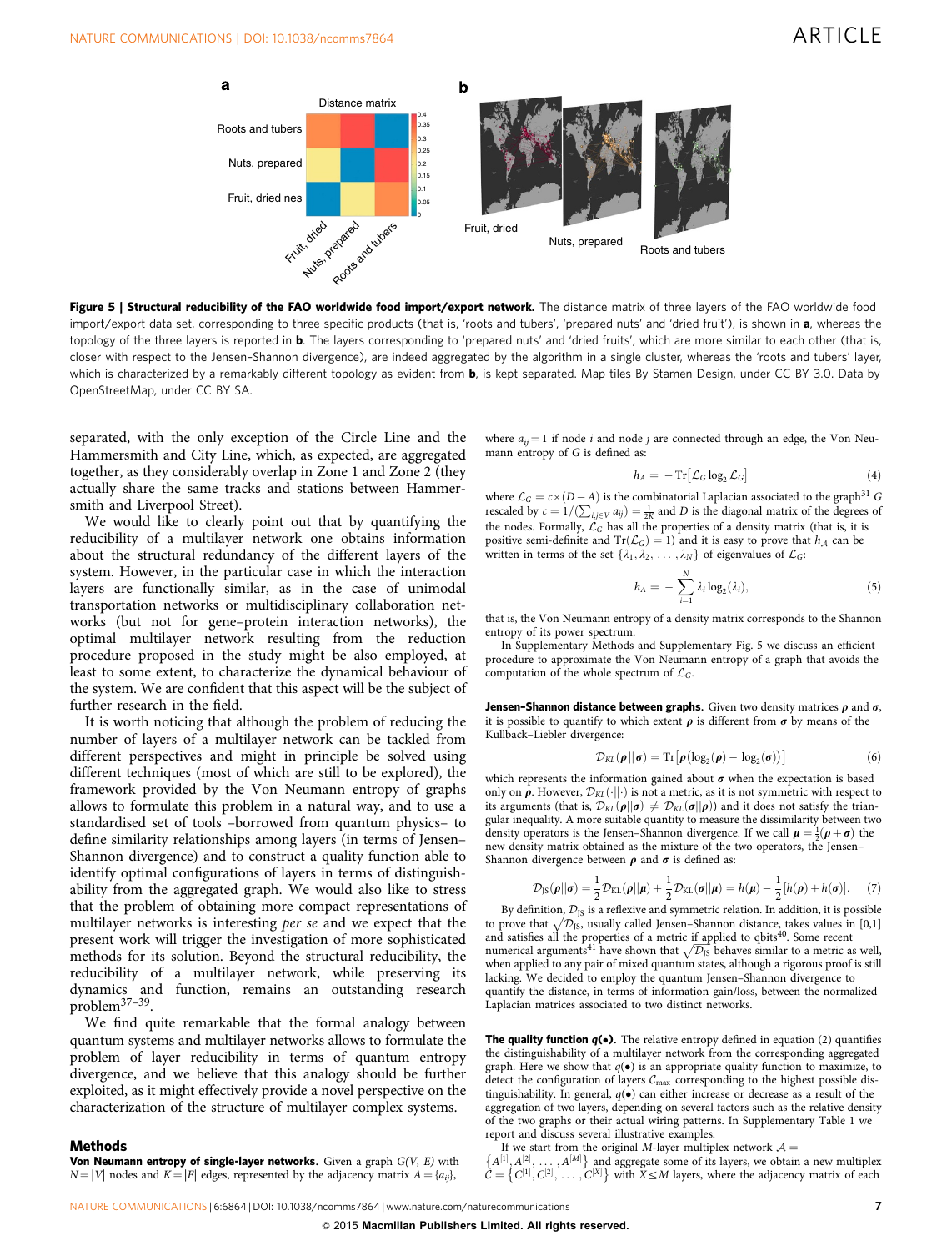a

Distance matrix

Roots and tubers

Nuts, prepared

Fruit, dried nes

Fruit, dried

Nuts, prepared

Roots and tubers

0.4
0.35
0.3
0.25
0.2
0.15
0.1
0.05
0

b

Fruit, dried

Nuts, prepared

Roots and tubers

**Figure 5 | Structural reducibility of the FAO worldwide food import/export network.** The distance matrix of three layers of the FAO worldwide food import/export data set, corresponding to three specific products (that is, 'roots and tubers', 'prepared nuts' and 'dried fruit'), is shown in **a**, whereas the topology of the three layers is reported in **b**. The layers corresponding to 'prepared nuts' and 'dried fruits', which are more similar to each other (that is, closer with respect to the Jensen–Shannon divergence), are indeed aggregated by the algorithm in a single cluster, whereas the 'roots and tubers' layer, which is characterized by a remarkably different topology as evident from **b**, is kept separated. Map tiles By Stamen Design, under CC BY 3.0. Data by OpenStreetMap, under CC BY SA.

separated, with the only exception of the Circle Line and the Hammersmith and City Line, which, as expected, are aggregated together, as they considerably overlap in Zone 1 and Zone 2 (they actually share the same tracks and stations between Hammersmith and Liverpool Street).

We would like to clearly point out that by quantifying the reducibility of a multilayer network one obtains information about the structural redundancy of the different layers of the system. However, in the particular case in which the interaction layers are functionally similar, as in the case of unimodal transportation networks or multidisciplinary collaboration networks (but not for gene–protein interaction networks), the optimal multilayer network resulting from the reduction procedure proposed in the study might be also employed, at least to some extent, to characterize the dynamical behaviour of the system. We are confident that this aspect will be the subject of further research in the field.

It is worth noticing that although the problem of reducing the number of layers of a multilayer network can be tackled from different perspectives and might in principle be solved using different techniques (most of which are still to be explored), the framework provided by the Von Neumann entropy of graphs allows to formulate this problem in a natural way, and to use a standardised set of tools –borrowed from quantum physics– to define similarity relationships among layers (in terms of Jensen–Shannon divergence) and to construct a quality function able to identify optimal configurations of layers in terms of distinguishability from the aggregated graph. We would also like to stress that the problem of obtaining more compact representations of multilayer networks is interesting *per se* and we expect that the present work will trigger the investigation of more sophisticated methods for its solution. Beyond the structural reducibility, the reducibility of a multilayer network, while preserving its dynamics and function, remains an outstanding research problem[37–39].

We find quite remarkable that the formal analogy between quantum systems and multilayer networks allows to formulate the problem of layer reducibility in terms of quantum entropy divergence, and we believe that this analogy should be further exploited, as it might effectively provide a novel perspective on the characterization of the structure of multilayer complex systems.

## Methods

**Von Neumann entropy of single-layer networks.** Given a graph $G(V, E)$ with $N=|V|$ nodes and $K=|E|$ edges, represented by the adjacency matrix $A=\{a_{ij}\}$, where $a_{ij}=1$ if node $i$ and node $j$ are connected through an edge, the Von Neumann entropy of $G$ is defined as:

$$h_A = -\mathrm{Tr}\left[\mathcal{L}_G \log_2 \mathcal{L}_G\right] \quad (4)$$

where $\mathcal{L}_G = c\times(D-A)$ is the combinatorial Laplacian associated to the graph[31] $G$ rescaled by $c = 1/(\sum_{i,j\in V} a_{ij}) = \frac{1}{2K}$ and $D$ is the diagonal matrix of the degrees of the nodes. Formally, $\mathcal{L}_G$ has all the properties of a density matrix (that is, it is positive semi-definite and $\mathrm{Tr}(\mathcal{L}_G)=1$) and it is easy to prove that $h_A$ can be written in terms of the set $\{\lambda_1, \lambda_2, \ldots, \lambda_N\}$ of eigenvalues of $\mathcal{L}_G$:

$$h_A = -\sum_{i=1}^{N} \lambda_i \log_2(\lambda_i), \quad (5)$$

that is, the Von Neumann entropy of a density matrix corresponds to the Shannon entropy of its power spectrum.

In Supplementary Methods and Supplementary Fig. 5 we discuss an efficient procedure to approximate the Von Neumann entropy of a graph that avoids the computation of the whole spectrum of $\mathcal{L}_G$.

**Jensen–Shannon distance between graphs.** Given two density matrices $\boldsymbol{\rho}$ and $\boldsymbol{\sigma}$, it is possible to quantify to which extent $\boldsymbol{\rho}$ is different from $\boldsymbol{\sigma}$ by means of the Kullback–Liebler divergence:

$$\mathcal{D}_{KL}(\boldsymbol{\rho}||\boldsymbol{\sigma}) = \mathrm{Tr}\left[\boldsymbol{\rho}\left(\log_2(\boldsymbol{\rho}) - \log_2(\boldsymbol{\sigma})\right)\right] \quad (6)$$

which represents the information gained about $\boldsymbol{\sigma}$ when the expectation is based only on $\boldsymbol{\rho}$. However, $\mathcal{D}_{KL}(\cdot||\cdot)$ is not a metric, as it is not symmetric with respect to its arguments (that is, $\mathcal{D}_{KL}(\boldsymbol{\rho}||\boldsymbol{\sigma}) \neq \mathcal{D}_{KL}(\boldsymbol{\sigma}||\boldsymbol{\rho})$) and it does not satisfy the triangular inequality. A more suitable quantity to measure the dissimilarity between two density operators is the Jensen–Shannon divergence. If we call $\boldsymbol{\mu} = \frac{1}{2}(\boldsymbol{\rho}+\boldsymbol{\sigma})$ the new density matrix obtained as the mixture of the two operators, the Jensen–Shannon divergence between $\boldsymbol{\rho}$ and $\boldsymbol{\sigma}$ is defined as:

$$\mathcal{D}_{\mathrm{JS}}(\boldsymbol{\rho}||\boldsymbol{\sigma}) = \frac{1}{2}\mathcal{D}_{\mathrm{KL}}(\boldsymbol{\rho}||\boldsymbol{\mu}) + \frac{1}{2}\mathcal{D}_{\mathrm{KL}}(\boldsymbol{\sigma}||\boldsymbol{\mu}) = h(\boldsymbol{\mu}) - \frac{1}{2}\left[h(\boldsymbol{\rho}) + h(\boldsymbol{\sigma})\right]. \quad (7)$$

By definition, $\mathcal{D}_{\mathrm{JS}}$ is a reflexive and symmetric relation. In addition, it is possible to prove that $\sqrt{\mathcal{D}_{\mathrm{JS}}}$, usually called Jensen–Shannon distance, takes values in [0,1] and satisfies all the properties of a metric if applied to qbits[40]. Some recent numerical arguments[41] have shown that $\sqrt{\mathcal{D}_{\mathrm{JS}}}$ behaves similar to a metric as well, when applied to any pair of mixed quantum states, although a rigorous proof is still lacking. We decided to employ the quantum Jensen–Shannon divergence to quantify the distance, in terms of information gain/loss, between the normalized Laplacian matrices associated to two distinct networks.

**The quality function $q(\bullet)$.** The relative entropy defined in equation (2) quantifies the distinguishability of a multilayer network from the corresponding aggregated graph. Here we show that $q(\bullet)$ is an appropriate quality function to maximize, to detect the configuration of layers $\mathcal{C}_{\max}$ corresponding to the highest possible distinguishability. In general, $q(\bullet)$ can either increase or decrease as a result of the aggregation of two layers, depending on several factors such as the relative density of the two graphs or their actual wiring patterns. In Supplementary Table 1 we report and discuss several illustrative examples.

If we start from the original $M$-layer multiplex network $\mathcal{A} = \left\{A^{[1]}, A^{[2]}, \ldots, A^{[M]}\right\}$ and aggregate some of its layers, we obtain a new multiplex $\mathcal{C} = \left\{C^{[1]}, C^{[2]}, \ldots, C^{[X]}\right\}$ with $X \leq M$ layers, where the adjacency matrix of each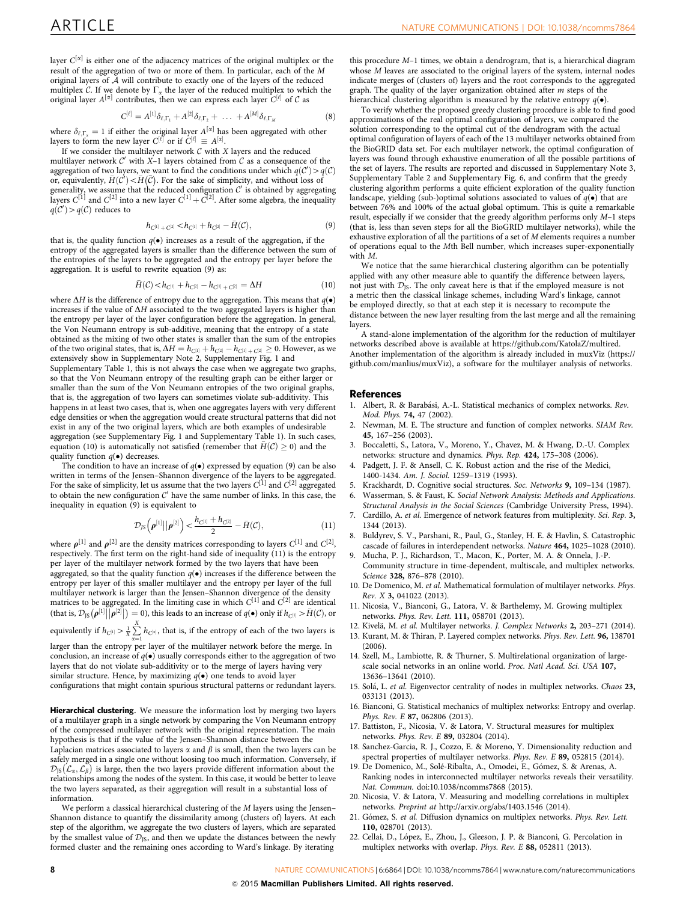layer $C^{[\alpha]}$ is either one of the adjacency matrices of the original multiplex or the result of the aggregation of two or more of them. In particular, each of the $M$ original layers of $\mathcal{A}$ will contribute to exactly one of the layers of the reduced multiplex $\mathcal{C}$. If we denote by $\Gamma_\alpha$ the layer of the reduced multiplex to which the original layer $A^{[\alpha]}$ contributes, then we can express each layer $C^{[\ell]}$ of $\mathcal{C}$ as

$$C^{[\ell]} = A^{[1]}\delta_{\ell,\Gamma_1} + A^{[2]}\delta_{\ell,\Gamma_2} + \ldots + A^{[M]}\delta_{\ell,\Gamma_M} \tag{8}$$

where $\delta_{\ell,\Gamma_\alpha} = 1$ if either the original layer $A^{[\alpha]}$ has been aggregated with other layers to form the new layer $C^{[\ell]}$ or if $C^{[\ell]} \equiv A^{[\alpha]}$.

If we consider the multilayer network $\mathcal{C}$ with $X$ layers and the reduced multilayer network $\mathcal{C}'$ with $X$–1 layers obtained from $\mathcal{C}$ as a consequence of the aggregation of two layers, we want to find the conditions under which $q(\mathcal{C}') > q(\mathcal{C})$ or, equivalently, $\bar{H}(\mathcal{C}') < \bar{H}(\mathcal{C})$. For the sake of simplicity, and without loss of generality, we assume that the reduced configuration $\mathcal{C}'$ is obtained by aggregating layers $C^{[1]}$ and $C^{[2]}$ into a new layer $C^{[1]} + C^{[2]}$. After some algebra, the inequality $q(\mathcal{C}') > q(\mathcal{C})$ reduces to

$$h_{C^{[1]}+C^{[2]}} < h_{C^{[1]}} + h_{C^{[2]}} - \bar{H}(\mathcal{C}), \tag{9}$$

that is, the quality function $q(\bullet)$ increases as a result of the aggregation, if the entropy of the aggregated layers is smaller than the difference between the sum of the entropies of the layers to be aggregated and the entropy per layer before the aggregation. It is useful to rewrite equation (9) as:

$$\bar{H}(\mathcal{C}) < h_{C^{[1]}} + h_{C^{[2]}} - h_{C^{[1]}+C^{[2]}} = \Delta H \tag{10}$$

where $\Delta H$ is the difference of entropy due to the aggregation. This means that $q(\bullet)$ increases if the value of $\Delta H$ associated to the two aggregated layers is higher than the entropy per layer of the layer configuration before the aggregation. In general, the Von Neumann entropy is sub-additive, meaning that the entropy of a state obtained as the mixing of two other states is smaller than the sum of the entropies of the two original states, that is, $\Delta H = h_{C^{[1]}} + h_{C^{[2]}} - h_{C^{[1]}+C^{[2]}} \geq 0$. However, as we extensively show in Supplementary Note 2, Supplementary Fig. 1 and Supplementary Table 1, this is not always the case when we aggregate two graphs, so that the Von Neumann entropy of the resulting graph can be either larger or smaller than the sum of the Von Neumann entropies of the two original graphs, that is, the aggregation of two layers can sometimes violate sub-additivity. This happens in at least two cases, that is, when one aggregates layers with very different edge densities or when the aggregation would create structural patterns that did not exist in any of the two original layers, which are both examples of undesirable aggregation (see Supplementary Fig. 1 and Supplementary Table 1). In such cases, equation (10) is automatically not satisfied (remember that $\bar{H}(\mathcal{C}) \geq 0$) and the quality function $q(\bullet)$ decreases.

The condition to have an increase of $q(\bullet)$ expressed by equation (9) can be also written in terms of the Jensen–Shannon divergence of the layers to be aggregated. For the sake of simplicity, let us assume that the two layers $C^{[1]}$ and $C^{[2]}$ aggregated to obtain the new configuration $\mathcal{C}'$ have the same number of links. In this case, the inequality in equation (9) is equivalent to

$$\mathcal{D}_{JS}\left(\rho^{[1]}||\rho^{[2]}\right) < \frac{h_{C^{[1]}} + h_{C^{[2]}}}{2} - \bar{H}(\mathcal{C}), \tag{11}$$

where $\rho^{[1]}$ and $\rho^{[2]}$ are the density matrices corresponding to layers $C^{[1]}$ and $C^{[2]}$, respectively. The first term on the right-hand side of inequality (11) is the entropy per layer of the multilayer network formed by the two layers that have been aggregated, so that the quality function $q(\bullet)$ increases if the difference between the entropy per layer of this smaller multilayer and the entropy per layer of the full multilayer network is larger than the Jensen–Shannon divergence of the density matrices to be aggregated. In the limiting case in which $C^{[1]}$ and $C^{[2]}$ are identical (that is, $\mathcal{D}_{JS}\left(\rho^{[1]}||\rho^{[2]}\right) = 0$), this leads to an increase of $q(\bullet)$ only if $h_{C^{[1]}} > \bar{H}(\mathcal{C})$, or equivalently if $h_{C^{[1]}} > \frac{1}{X}\sum_{\alpha=1}^{X} h_{C^{[\alpha]}}$, that is, if the entropy of each of the two layers is larger than the entropy per layer of the multilayer network before the merge. In conclusion, an increase of $q(\bullet)$ usually corresponds either to the aggregation of two layers that do not violate sub-additivity or to the merge of layers having very similar structure. Hence, by maximizing $q(\bullet)$ one tends to avoid layer configurations that might contain spurious structural patterns or redundant layers.

**Hierarchical clustering.** We measure the information lost by merging two layers of a multilayer graph in a single network by comparing the Von Neumann entropy of the compressed multilayer network with the original representation. The main hypothesis is that if the value of the Jensen–Shannon distance between the Laplacian matrices associated to layers $\alpha$ and $\beta$ is small, then the two layers can be safely merged in a single one without loosing too much information. Conversely, if $\mathcal{D}_{JS}(\mathcal{L}_\alpha, \mathcal{L}_\beta)$ is large, then the two layers provide different information about the relationships among the nodes of the system. In this case, it would be better to leave the two layers separated, as their aggregation will result in a substantial loss of information.

We perform a classical hierarchical clustering of the $M$ layers using the Jensen–Shannon distance to quantify the dissimilarity among (clusters of) layers. At each step of the algorithm, we aggregate the two clusters of layers, which are separated by the smallest value of $\mathcal{D}_{JS}$, and then we update the distances between the newly formed cluster and the remaining ones according to Ward's linkage. By iterating this procedure $M$–1 times, we obtain a dendrogram, that is, a hierarchical diagram whose $M$ leaves are associated to the original layers of the system, internal nodes indicate merges of (clusters of) layers and the root corresponds to the aggregated graph. The quality of the layer organization obtained after $m$ steps of the hierarchical clustering algorithm is measured by the relative entropy $q(\bullet)$.

To verify whether the proposed greedy clustering procedure is able to find good approximations of the real optimal configuration of layers, we compared the solution corresponding to the optimal cut of the dendrogram with the actual optimal configuration of layers of each of the 13 multilayer networks obtained from the BioGRID data set. For each multilayer network, the optimal configuration of layers was found through exhaustive enumeration of all the possible partitions of the set of layers. The results are reported and discussed in Supplementary Note 3, Supplementary Table 2 and Supplementary Fig. 6, and confirm that the greedy clustering algorithm performs a quite efficient exploration of the quality function landscape, yielding (sub-)optimal solutions associated to values of $q(\bullet)$ that are between 76% and 100% of the actual global optimum. This is quite a remarkable result, especially if we consider that the greedy algorithm performs only $M$–1 steps (that is, less than seven steps for all the BioGRID multilayer networks), while the exhaustive exploration of all the partitions of a set of $M$ elements requires a number of operations equal to the $M$th Bell number, which increases super-exponentially with $M$.

We notice that the same hierarchical clustering algorithm can be potentially applied with any other measure able to quantify the difference between layers, not just with $\mathcal{D}_{JS}$. The only caveat here is that if the employed measure is not a metric then the classical linkage schemes, including Ward's linkage, cannot be employed directly, so that at each step it is necessary to recompute the distance between the new layer resulting from the last merge and all the remaining layers.

A stand-alone implementation of the algorithm for the reduction of multilayer networks described above is available at https://github.com/KatolaZ/multired. Another implementation of the algorithm is already included in muxViz (https://github.com/manlius/muxViz), a software for the multilayer analysis of networks.

## References

1. Albert, R. & Barabási, A.-L. Statistical mechanics of complex networks. *Rev. Mod. Phys.* **74,** 47 (2002).
2. Newman, M. E. The structure and function of complex networks. *SIAM Rev.* **45,** 167–256 (2003).
3. Boccaletti, S., Latora, V., Moreno, Y., Chavez, M. & Hwang, D.-U. Complex networks: structure and dynamics. *Phys. Rep.* **424,** 175–308 (2006).
4. Padgett, J. F. & Ansell, C. K. Robust action and the rise of the Medici, 1400-1434. *Am. J. Sociol.* 1259–1319 (1993).
5. Krackhardt, D. Cognitive social structures. *Soc. Networks* **9,** 109–134 (1987).
6. Wasserman, S. & Faust, K. *Social Network Analysis: Methods and Applications. Structural Analysis in the Social Sciences* (Cambridge University Press, 1994).
7. Cardillo, A. *et al.* Emergence of network features from multiplexity. *Sci. Rep.* **3,** 1344 (2013).
8. Buldyrev, S. V., Parshani, R., Paul, G., Stanley, H. E. & Havlin, S. Catastrophic cascade of failures in interdependent networks. *Nature* **464,** 1025–1028 (2010).
9. Mucha, P. J., Richardson, T., Macon, K., Porter, M. A. & Onnela, J.-P. Community structure in time-dependent, multiscale, and multiplex networks. *Science* **328,** 876–878 (2010).
10. De Domenico, M. *et al.* Mathematical formulation of multilayer networks. *Phys. Rev. X* **3,** 041022 (2013).
11. Nicosia, V., Bianconi, G., Latora, V. & Barthelemy, M. Growing multiplex networks. *Phys. Rev. Lett.* **111,** 058701 (2013).
12. Kivelä, M. *et al.* Multilayer networks. *J. Complex Networks* **2,** 203–271 (2014).
13. Kurant, M. & Thiran, P. Layered complex networks. *Phys. Rev. Lett.* **96,** 138701 (2006).
14. Szell, M., Lambiotte, R. & Thurner, S. Multirelational organization of large-scale social networks in an online world. *Proc. Natl Acad. Sci. USA* **107,** 13636–13641 (2010).
15. Solá, L. *et al.* Eigenvector centrality of nodes in multiplex networks. *Chaos* **23,** 033131 (2013).
16. Bianconi, G. Statistical mechanics of multiplex networks: Entropy and overlap. *Phys. Rev. E* **87,** 062806 (2013).
17. Battiston, F., Nicosia, V. & Latora, V. Structural measures for multiplex networks. *Phys. Rev. E* **89,** 032804 (2014).
18. Sanchez-Garcia, R. J., Cozzo, E. & Moreno, Y. Dimensionality reduction and spectral properties of multilayer networks. *Phys. Rev. E* **89,** 052815 (2014).
19. De Domenico, M., Solé-Ribalta, A., Omodei, E., Gómez, S. & Arenas, A. Ranking nodes in interconnected multilayer networks reveals their versatility. *Nat. Commun.* doi:10.1038/ncomms7868 (2015).
20. Nicosia, V. & Latora, V. Measuring and modelling correlations in multiplex networks. *Preprint at* http://arxiv.org/abs/1403.1546 (2014).
21. Gómez, S. *et al.* Diffusion dynamics on multiplex networks. *Phys. Rev. Lett.* **110,** 028701 (2013).
22. Cellai, D., López, E., Zhou, J., Gleeson, J. P. & Bianconi, G. Percolation in multiplex networks with overlap. *Phys. Rev. E* **88,** 052811 (2013).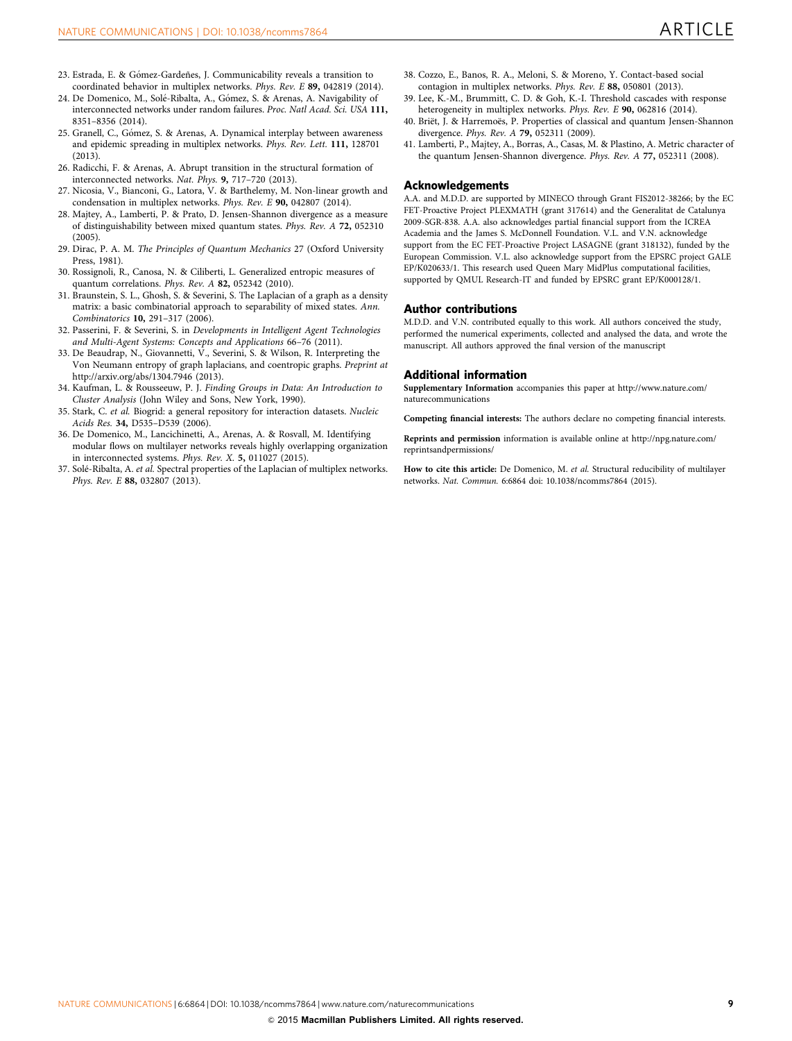23. Estrada, E. & Gómez-Gardeñes, J. Communicability reveals a transition to coordinated behavior in multiplex networks. *Phys. Rev. E* **89,** 042819 (2014).
24. De Domenico, M., Solé-Ribalta, A., Gómez, S. & Arenas, A. Navigability of interconnected networks under random failures. *Proc. Natl Acad. Sci. USA* **111,** 8351–8356 (2014).
25. Granell, C., Gómez, S. & Arenas, A. Dynamical interplay between awareness and epidemic spreading in multiplex networks. *Phys. Rev. Lett.* **111,** 128701 (2013).
26. Radicchi, F. & Arenas, A. Abrupt transition in the structural formation of interconnected networks. *Nat. Phys.* **9,** 717–720 (2013).
27. Nicosia, V., Bianconi, G., Latora, V. & Barthelemy, M. Non-linear growth and condensation in multiplex networks. *Phys. Rev. E* **90,** 042807 (2014).
28. Majtey, A., Lamberti, P. & Prato, D. Jensen-Shannon divergence as a measure of distinguishability between mixed quantum states. *Phys. Rev. A* **72,** 052310 (2005).
29. Dirac, P. A. M. *The Principles of Quantum Mechanics* 27 (Oxford University Press, 1981).
30. Rossignoli, R., Canosa, N. & Ciliberti, L. Generalized entropic measures of quantum correlations. *Phys. Rev. A* **82,** 052342 (2010).
31. Braunstein, S. L., Ghosh, S. & Severini, S. The Laplacian of a graph as a density matrix: a basic combinatorial approach to separability of mixed states. *Ann. Combinatorics* **10,** 291–317 (2006).
32. Passerini, F. & Severini, S. in *Developments in Intelligent Agent Technologies and Multi-Agent Systems: Concepts and Applications* 66–76 (2011).
33. De Beaudrap, N., Giovannetti, V., Severini, S. & Wilson, R. Interpreting the Von Neumann entropy of graph laplacians, and coentropic graphs. *Preprint at* http://arxiv.org/abs/1304.7946 (2013).
34. Kaufman, L. & Rousseeuw, P. J. *Finding Groups in Data: An Introduction to Cluster Analysis* (John Wiley and Sons, New York, 1990).
35. Stark, C. *et al.* Biogrid: a general repository for interaction datasets. *Nucleic Acids Res.* **34,** D535–D539 (2006).
36. De Domenico, M., Lancichinetti, A., Arenas, A. & Rosvall, M. Identifying modular flows on multilayer networks reveals highly overlapping organization in interconnected systems. *Phys. Rev. X.* **5,** 011027 (2015).
37. Solé-Ribalta, A. *et al.* Spectral properties of the Laplacian of multiplex networks. *Phys. Rev. E* **88,** 032807 (2013).
38. Cozzo, E., Banos, R. A., Meloni, S. & Moreno, Y. Contact-based social contagion in multiplex networks. *Phys. Rev. E* **88,** 050801 (2013).
39. Lee, K.-M., Brummitt, C. D. & Goh, K.-I. Threshold cascades with response heterogeneity in multiplex networks. *Phys. Rev. E* **90,** 062816 (2014).
40. Briët, J. & Harremoës, P. Properties of classical and quantum Jensen-Shannon divergence. *Phys. Rev. A* **79,** 052311 (2009).
41. Lamberti, P., Majtey, A., Borras, A., Casas, M. & Plastino, A. Metric character of the quantum Jensen-Shannon divergence. *Phys. Rev. A* **77,** 052311 (2008).

## Acknowledgements

A.A. and M.D.D. are supported by MINECO through Grant FIS2012-38266; by the EC FET-Proactive Project PLEXMATH (grant 317614) and the Generalitat de Catalunya 2009-SGR-838. A.A. also acknowledges partial financial support from the ICREA Academia and the James S. McDonnell Foundation. V.L. and V.N. acknowledge support from the EC FET-Proactive Project LASAGNE (grant 318132), funded by the European Commission. V.L. also acknowledge support from the EPSRC project GALE EP/K020633/1. This research used Queen Mary MidPlus computational facilities, supported by QMUL Research-IT and funded by EPSRC grant EP/K000128/1.

## Author contributions

M.D.D. and V.N. contributed equally to this work. All authors conceived the study, performed the numerical experiments, collected and analysed the data, and wrote the manuscript. All authors approved the final version of the manuscript

## Additional information

**Supplementary Information** accompanies this paper at http://www.nature.com/naturecommunications

**Competing financial interests:** The authors declare no competing financial interests.

**Reprints and permission** information is available online at http://npg.nature.com/reprintsandpermissions/

**How to cite this article:** De Domenico, M. *et al.* Structural reducibility of multilayer networks. *Nat. Commun.* 6:6864 doi: 10.1038/ncomms7864 (2015).